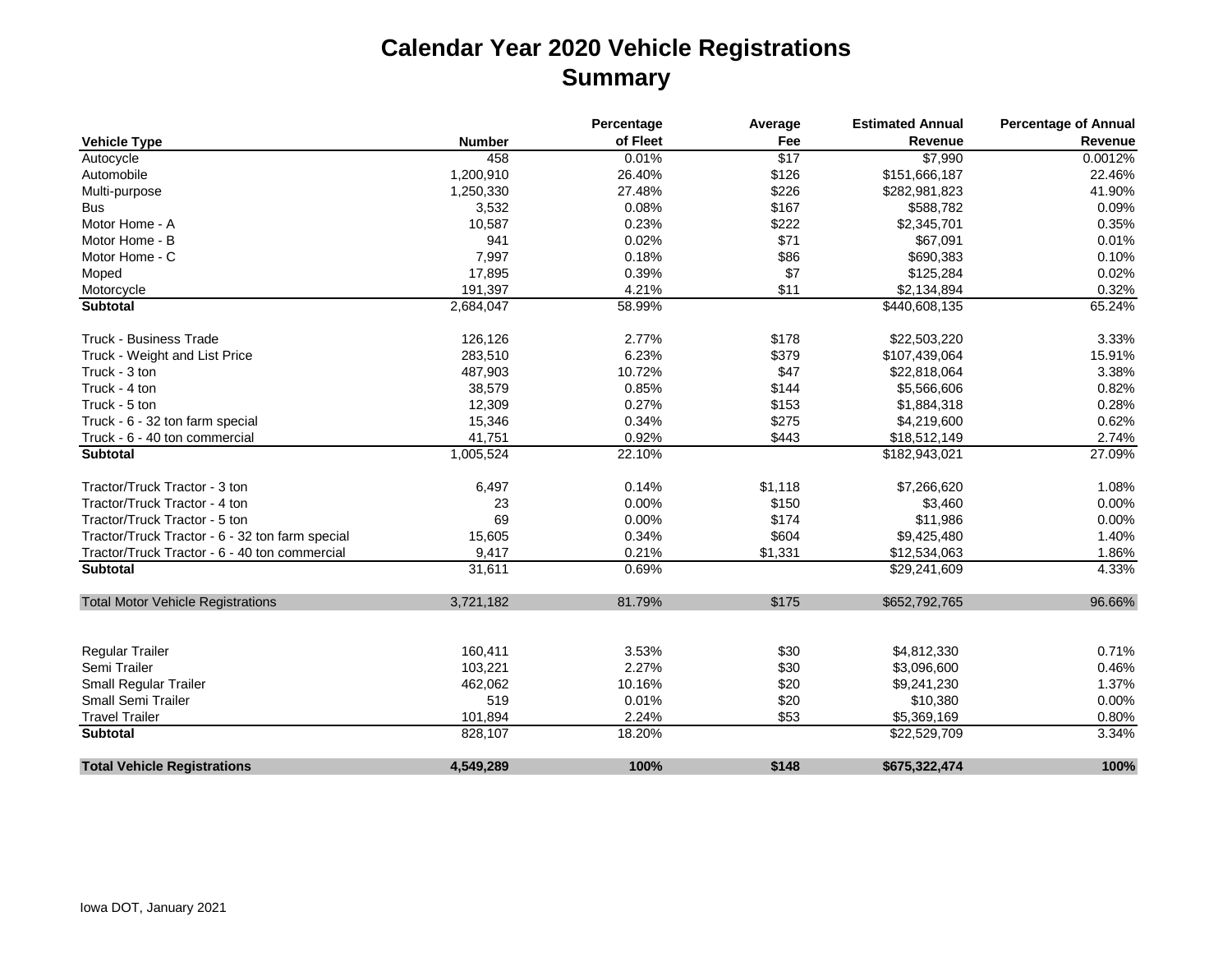# Calendar Year 2020 Vehicle Registrations
## Summary

| Vehicle Type | Number | Percentage of Fleet | Average Fee | Estimated Annual Revenue | Percentage of Annual Revenue |
|---|---|---|---|---|---|
| Autocycle | 458 | 0.01% | $17 | $7,990 | 0.0012% |
| Automobile | 1,200,910 | 26.40% | $126 | $151,666,187 | 22.46% |
| Multi-purpose | 1,250,330 | 27.48% | $226 | $282,981,823 | 41.90% |
| Bus | 3,532 | 0.08% | $167 | $588,782 | 0.09% |
| Motor Home - A | 10,587 | 0.23% | $222 | $2,345,701 | 0.35% |
| Motor Home - B | 941 | 0.02% | $71 | $67,091 | 0.01% |
| Motor Home - C | 7,997 | 0.18% | $86 | $690,383 | 0.10% |
| Moped | 17,895 | 0.39% | $7 | $125,284 | 0.02% |
| Motorcycle | 191,397 | 4.21% | $11 | $2,134,894 | 0.32% |
| **Subtotal** | 2,684,047 | 58.99% | | $440,608,135 | 65.24% |
| Truck - Business Trade | 126,126 | 2.77% | $178 | $22,503,220 | 3.33% |
| Truck - Weight and List Price | 283,510 | 6.23% | $379 | $107,439,064 | 15.91% |
| Truck - 3 ton | 487,903 | 10.72% | $47 | $22,818,064 | 3.38% |
| Truck - 4 ton | 38,579 | 0.85% | $144 | $5,566,606 | 0.82% |
| Truck - 5 ton | 12,309 | 0.27% | $153 | $1,884,318 | 0.28% |
| Truck - 6 - 32 ton farm special | 15,346 | 0.34% | $275 | $4,219,600 | 0.62% |
| Truck - 6 - 40 ton commercial | 41,751 | 0.92% | $443 | $18,512,149 | 2.74% |
| **Subtotal** | 1,005,524 | 22.10% | | $182,943,021 | 27.09% |
| Tractor/Truck Tractor - 3 ton | 6,497 | 0.14% | $1,118 | $7,266,620 | 1.08% |
| Tractor/Truck Tractor - 4 ton | 23 | 0.00% | $150 | $3,460 | 0.00% |
| Tractor/Truck Tractor - 5 ton | 69 | 0.00% | $174 | $11,986 | 0.00% |
| Tractor/Truck Tractor - 6 - 32 ton farm special | 15,605 | 0.34% | $604 | $9,425,480 | 1.40% |
| Tractor/Truck Tractor - 6 - 40 ton commercial | 9,417 | 0.21% | $1,331 | $12,534,063 | 1.86% |
| **Subtotal** | 31,611 | 0.69% | | $29,241,609 | 4.33% |
| Total Motor Vehicle Registrations | 3,721,182 | 81.79% | $175 | $652,792,765 | 96.66% |
| Regular Trailer | 160,411 | 3.53% | $30 | $4,812,330 | 0.71% |
| Semi Trailer | 103,221 | 2.27% | $30 | $3,096,600 | 0.46% |
| Small Regular Trailer | 462,062 | 10.16% | $20 | $9,241,230 | 1.37% |
| Small Semi Trailer | 519 | 0.01% | $20 | $10,380 | 0.00% |
| Travel Trailer | 101,894 | 2.24% | $53 | $5,369,169 | 0.80% |
| **Subtotal** | 828,107 | 18.20% | | $22,529,709 | 3.34% |
| **Total Vehicle Registrations** | **4,549,289** | **100%** | **$148** | **$675,322,474** | **100%** |

Iowa DOT, January 2021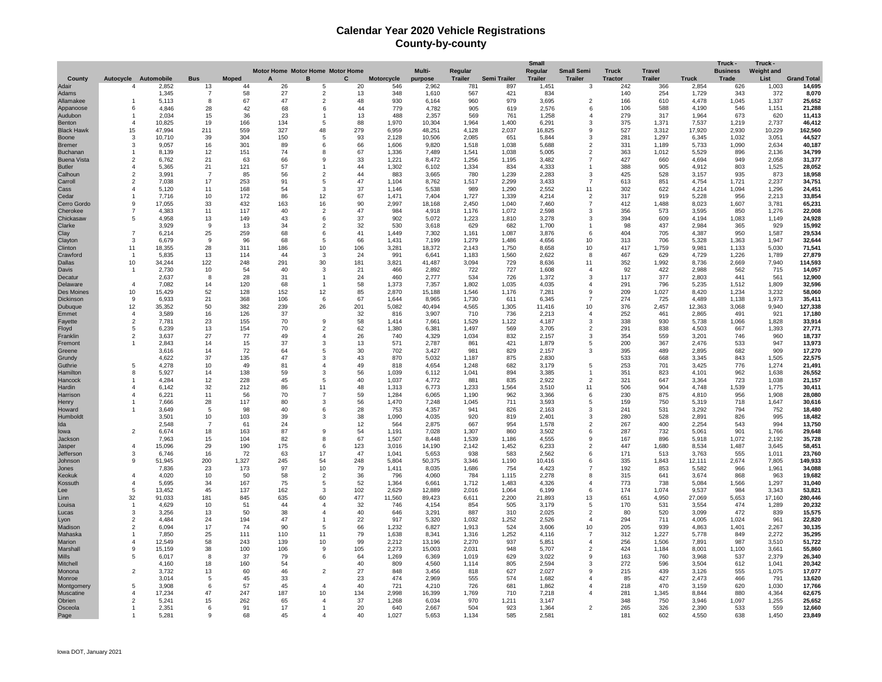# Calendar Year 2020 Vehicle Registrations
## County-by-county

| County | Autocycle | Automobile | Bus | Moped | Motor Home A | Motor Home B | Motor Home C | Motorcycle | Multi-purpose | Regular Trailer | Semi Trailer | Small Regular Trailer | Small Semi Trailer | Truck Tractor | Travel Trailer | Truck | Truck - Business Trade | Truck - Weight and List | Grand Total |
|---|---|---|---|---|---|---|---|---|---|---|---|---|---|---|---|---|---|---|---|
| Adair | 4 | 2,852 | 13 | 44 | 26 | 5 | 20 | 546 | 2,962 | 781 | 897 | 1,451 | 3 | 242 | 366 | 2,854 | 626 | 1,003 | 14,695 |
| Adams | | 1,345 | 7 | 58 | 27 | 2 | 13 | 348 | 1,610 | 567 | 421 | 834 | | 140 | 254 | 1,729 | 343 | 372 | 8,070 |
| Allamakee | 1 | 5,113 | 8 | 67 | 47 | 2 | 48 | 930 | 6,164 | 960 | 979 | 3,695 | 2 | 166 | 610 | 4,478 | 1,045 | 1,337 | 25,652 |
| Appanoose | 6 | 4,846 | 28 | 42 | 68 | 6 | 44 | 779 | 4,782 | 905 | 619 | 2,576 | 6 | 106 | 588 | 4,190 | 546 | 1,151 | 21,288 |
| Audubon | 1 | 2,034 | 15 | 36 | 23 | 1 | 13 | 488 | 2,357 | 569 | 761 | 1,258 | 4 | 279 | 317 | 1,964 | 673 | 620 | 11,413 |
| Benton | 4 | 10,825 | 19 | 166 | 134 | 5 | 88 | 1,970 | 10,304 | 1,964 | 1,400 | 6,291 | 3 | 375 | 1,371 | 7,537 | 1,219 | 2,737 | 46,412 |
| Black Hawk | 15 | 47,994 | 211 | 559 | 327 | 48 | 279 | 6,959 | 48,251 | 4,128 | 2,037 | 16,825 | 9 | 527 | 3,312 | 17,920 | 2,930 | 10,229 | 162,560 |
| Boone | 3 | 10,710 | 39 | 304 | 150 | 5 | 93 | 2,128 | 10,506 | 2,085 | 651 | 5,844 | 3 | 281 | 1,297 | 6,345 | 1,032 | 3,051 | 44,527 |
| Bremer | 3 | 9,057 | 16 | 301 | 89 | 6 | 66 | 1,606 | 9,820 | 1,518 | 1,038 | 5,688 | 2 | 331 | 1,189 | 5,733 | 1,090 | 2,634 | 40,187 |
| Buchanan | 1 | 8,139 | 12 | 151 | 74 | 8 | 67 | 1,336 | 7,489 | 1,541 | 1,038 | 5,005 | 2 | 363 | 1,012 | 5,529 | 896 | 2,136 | 34,799 |
| Buena Vista | 2 | 6,762 | 21 | 63 | 66 | 9 | 33 | 1,221 | 8,472 | 1,256 | 1,195 | 3,482 | 7 | 427 | 660 | 4,694 | 949 | 2,058 | 31,377 |
| Butler | 4 | 5,365 | 21 | 121 | 57 | 1 | 44 | 1,302 | 6,102 | 1,334 | 834 | 4,333 | 1 | 388 | 905 | 4,912 | 803 | 1,525 | 28,052 |
| Calhoun | 2 | 3,991 | 7 | 85 | 56 | 2 | 44 | 883 | 3,665 | 780 | 1,239 | 2,283 | 3 | 425 | 528 | 3,157 | 935 | 873 | 18,958 |
| Carroll | 2 | 7,038 | 17 | 253 | 91 | 5 | 47 | 1,104 | 8,762 | 1,517 | 2,299 | 3,433 | 7 | 613 | 851 | 4,754 | 1,721 | 2,237 | 34,751 |
| Cass | 4 | 5,120 | 11 | 168 | 54 | 3 | 37 | 1,146 | 5,538 | 989 | 1,290 | 2,552 | 11 | 302 | 622 | 4,214 | 1,094 | 1,296 | 24,451 |
| Cedar | 1 | 7,716 | 10 | 172 | 86 | 12 | 67 | 1,471 | 7,404 | 1,727 | 1,339 | 4,214 | 2 | 317 | 919 | 5,228 | 956 | 2,213 | 33,854 |
| Cerro Gordo | 9 | 17,055 | 33 | 432 | 163 | 16 | 90 | 2,997 | 18,168 | 2,450 | 1,040 | 7,460 | 7 | 412 | 1,488 | 8,023 | 1,607 | 3,781 | 65,231 |
| Cherokee | 7 | 4,383 | 11 | 117 | 40 | 2 | 47 | 984 | 4,918 | 1,176 | 1,072 | 2,598 | 3 | 356 | 573 | 3,595 | 850 | 1,276 | 22,008 |
| Chickasaw | 5 | 4,958 | 13 | 149 | 43 | 6 | 37 | 902 | 5,072 | 1,223 | 1,810 | 3,278 | 3 | 394 | 609 | 4,194 | 1,083 | 1,149 | 24,928 |
| Clarke | | 3,929 | 9 | 13 | 34 | 2 | 32 | 530 | 3,618 | 629 | 682 | 1,700 | 1 | 98 | 437 | 2,984 | 365 | 929 | 15,992 |
| Clay | 7 | 6,214 | 25 | 259 | 68 | 6 | 41 | 1,449 | 7,302 | 1,161 | 1,087 | 3,876 | 6 | 404 | 705 | 4,387 | 950 | 1,587 | 29,534 |
| Clayton | 3 | 6,679 | 9 | 96 | 68 | 5 | 66 | 1,431 | 7,199 | 1,279 | 1,486 | 4,656 | 10 | 313 | 706 | 5,328 | 1,363 | 1,947 | 32,644 |
| Clinton | 11 | 18,355 | 28 | 311 | 186 | 10 | 106 | 3,281 | 18,372 | 2,143 | 1,750 | 8,658 | 10 | 417 | 1,759 | 9,981 | 1,133 | 5,030 | 71,541 |
| Crawford | 1 | 5,835 | 13 | 114 | 44 | 3 | 24 | 991 | 6,641 | 1,183 | 1,560 | 2,622 | 8 | 467 | 629 | 4,729 | 1,226 | 1,789 | 27,879 |
| Dallas | 10 | 34,244 | 122 | 248 | 291 | 30 | 181 | 3,821 | 41,487 | 3,094 | 729 | 8,636 | 11 | 352 | 1,992 | 8,736 | 2,669 | 7,940 | 114,593 |
| Davis | 1 | 2,730 | 10 | 54 | 40 | 3 | 21 | 466 | 2,892 | 722 | 727 | 1,608 | 4 | 92 | 422 | 2,988 | 562 | 715 | 14,057 |
| Decatur | | 2,637 | 8 | 28 | 31 | 1 | 24 | 460 | 2,777 | 534 | 726 | 1,372 | 3 | 117 | 377 | 2,803 | 441 | 561 | 12,900 |
| Delaware | 4 | 7,082 | 14 | 120 | 68 | 1 | 58 | 1,373 | 7,357 | 1,802 | 1,035 | 4,035 | 4 | 291 | 796 | 5,235 | 1,512 | 1,809 | 32,596 |
| Des Moines | 10 | 15,429 | 52 | 128 | 152 | 12 | 85 | 2,870 | 15,188 | 1,546 | 1,176 | 7,281 | 9 | 209 | 1,027 | 8,420 | 1,234 | 3,232 | 58,060 |
| Dickinson | 9 | 6,933 | 21 | 368 | 106 | 6 | 67 | 1,644 | 8,965 | 1,730 | 611 | 6,345 | 7 | 274 | 725 | 4,489 | 1,138 | 1,973 | 35,411 |
| Dubuque | 12 | 35,352 | 50 | 382 | 239 | 26 | 201 | 5,082 | 40,494 | 4,565 | 1,305 | 11,416 | 10 | 376 | 2,457 | 12,363 | 3,068 | 9,940 | 127,338 |
| Emmet | 4 | 3,589 | 16 | 126 | 37 | | 32 | 816 | 3,907 | 710 | 736 | 2,213 | 4 | 252 | 461 | 2,865 | 491 | 921 | 17,180 |
| Fayette | 2 | 7,781 | 23 | 155 | 70 | 9 | 58 | 1,414 | 7,661 | 1,529 | 1,122 | 4,187 | 3 | 338 | 930 | 5,738 | 1,066 | 1,828 | 33,914 |
| Floyd | 5 | 6,239 | 13 | 154 | 70 | 2 | 62 | 1,380 | 6,381 | 1,497 | 569 | 3,705 | 2 | 291 | 838 | 4,503 | 667 | 1,393 | 27,771 |
| Franklin | 2 | 3,637 | 27 | 77 | 49 | 4 | 26 | 740 | 4,329 | 1,034 | 832 | 2,157 | 3 | 354 | 559 | 3,201 | 746 | 960 | 18,737 |
| Fremont | 1 | 2,843 | 14 | 15 | 37 | 3 | 13 | 571 | 2,787 | 861 | 421 | 1,879 | 5 | 200 | 367 | 2,476 | 533 | 947 | 13,973 |
| Greene | | 3,616 | 14 | 72 | 64 | 5 | 30 | 702 | 3,427 | 981 | 829 | 2,157 | 3 | 395 | 489 | 2,895 | 682 | 909 | 17,270 |
| Grundy | | 4,622 | 37 | 135 | 47 | 3 | 43 | 870 | 5,032 | 1,187 | 875 | 2,830 | | 533 | 668 | 3,345 | 843 | 1,505 | 22,575 |
| Guthrie | 5 | 4,278 | 10 | 49 | 81 | 4 | 49 | 818 | 4,654 | 1,248 | 682 | 3,179 | 5 | 253 | 701 | 3,425 | 776 | 1,274 | 21,491 |
| Hamilton | 8 | 5,927 | 14 | 138 | 59 | 3 | 56 | 1,039 | 6,112 | 1,041 | 894 | 3,385 | 1 | 351 | 823 | 4,101 | 962 | 1,638 | 26,552 |
| Hancock | 1 | 4,284 | 12 | 228 | 45 | 5 | 40 | 1,037 | 4,772 | 881 | 835 | 2,922 | 2 | 321 | 647 | 3,364 | 723 | 1,038 | 21,157 |
| Hardin | 4 | 6,142 | 32 | 212 | 86 | 11 | 48 | 1,313 | 6,773 | 1,233 | 1,564 | 3,510 | 11 | 506 | 904 | 4,748 | 1,539 | 1,775 | 30,411 |
| Harrison | 4 | 6,221 | 11 | 56 | 70 | 7 | 59 | 1,284 | 6,065 | 1,190 | 962 | 3,366 | 6 | 230 | 875 | 4,810 | 956 | 1,908 | 28,080 |
| Henry | 1 | 7,666 | 28 | 117 | 80 | 3 | 56 | 1,470 | 7,248 | 1,045 | 711 | 3,593 | 5 | 159 | 750 | 5,319 | 718 | 1,647 | 30,616 |
| Howard | 1 | 3,649 | 5 | 98 | 40 | 6 | 28 | 753 | 4,357 | 941 | 826 | 2,163 | 3 | 241 | 531 | 3,292 | 794 | 752 | 18,480 |
| Humboldt | | 3,501 | 10 | 103 | 39 | 3 | 38 | 1,090 | 4,035 | 920 | 819 | 2,401 | 3 | 280 | 528 | 2,891 | 826 | 995 | 18,482 |
| Ida | | 2,548 | 7 | 61 | 24 | | 12 | 564 | 2,875 | 667 | 954 | 1,578 | 2 | 267 | 400 | 2,254 | 543 | 994 | 13,750 |
| Iowa | 2 | 6,674 | 18 | 163 | 87 | 9 | 54 | 1,191 | 7,028 | 1,307 | 860 | 3,502 | 6 | 287 | 732 | 5,061 | 901 | 1,766 | 29,648 |
| Jackson | | 7,963 | 15 | 104 | 82 | 8 | 67 | 1,507 | 8,448 | 1,539 | 1,186 | 4,555 | 9 | 167 | 896 | 5,918 | 1,072 | 2,192 | 35,728 |
| Jasper | 4 | 15,096 | 29 | 190 | 175 | 6 | 123 | 3,016 | 14,190 | 2,142 | 1,452 | 6,233 | 2 | 447 | 1,680 | 8,534 | 1,487 | 3,645 | 58,451 |
| Jefferson | 3 | 6,746 | 16 | 72 | 63 | 17 | 47 | 1,041 | 5,653 | 938 | 583 | 2,562 | 6 | 171 | 513 | 3,763 | 555 | 1,011 | 23,760 |
| Johnson | 9 | 51,945 | 200 | 1,327 | 245 | 54 | 248 | 5,804 | 50,375 | 3,346 | 1,190 | 10,416 | 6 | 335 | 1,843 | 12,111 | 2,674 | 7,805 | 149,933 |
| Jones | | 7,836 | 23 | 173 | 97 | 10 | 79 | 1,411 | 8,035 | 1,686 | 754 | 4,423 | 7 | 192 | 853 | 5,582 | 966 | 1,961 | 34,088 |
| Keokuk | 4 | 4,020 | 10 | 50 | 58 | 2 | 36 | 796 | 4,060 | 784 | 1,115 | 2,278 | 8 | 315 | 641 | 3,674 | 868 | 963 | 19,682 |
| Kossuth | 4 | 5,695 | 34 | 167 | 75 | 5 | 52 | 1,364 | 6,661 | 1,712 | 1,483 | 4,326 | 4 | 773 | 738 | 5,084 | 1,566 | 1,297 | 31,040 |
| Lee | 5 | 13,452 | 45 | 137 | 162 | 3 | 102 | 2,629 | 12,889 | 2,016 | 1,064 | 6,199 | 6 | 174 | 1,074 | 9,537 | 984 | 3,343 | 53,821 |
| Linn | 32 | 91,033 | 181 | 845 | 635 | 60 | 477 | 11,560 | 89,423 | 6,611 | 2,200 | 21,893 | 13 | 651 | 4,950 | 27,069 | 5,653 | 17,160 | 280,446 |
| Louisa | 1 | 4,629 | 10 | 51 | 44 | 4 | 32 | 746 | 4,154 | 854 | 505 | 3,179 | 5 | 170 | 531 | 3,554 | 474 | 1,289 | 20,232 |
| Lucas | 3 | 3,256 | 13 | 50 | 38 | 4 | 40 | 646 | 3,291 | 887 | 310 | 2,025 | 2 | 80 | 520 | 3,099 | 472 | 839 | 15,575 |
| Lyon | 2 | 4,484 | 24 | 194 | 47 | 1 | 22 | 917 | 5,320 | 1,032 | 1,252 | 2,526 | 4 | 294 | 711 | 4,005 | 1,024 | 961 | 22,820 |
| Madison | 2 | 6,094 | 17 | 74 | 90 | 5 | 66 | 1,232 | 6,827 | 1,913 | 524 | 3,606 | 10 | 205 | 939 | 4,863 | 1,401 | 2,267 | 30,135 |
| Mahaska | 1 | 7,850 | 25 | 111 | 110 | 11 | 79 | 1,638 | 8,341 | 1,316 | 1,252 | 4,116 | 7 | 312 | 1,227 | 5,778 | 849 | 2,272 | 35,295 |
| Marion | 4 | 12,549 | 58 | 243 | 139 | 10 | 99 | 2,212 | 13,196 | 2,270 | 937 | 5,851 | 4 | 256 | 1,506 | 7,891 | 987 | 3,510 | 51,722 |
| Marshall | 9 | 15,159 | 38 | 100 | 106 | 9 | 105 | 2,273 | 15,003 | 2,031 | 948 | 5,707 | 2 | 424 | 1,184 | 8,001 | 1,100 | 3,661 | 55,860 |
| Mills | 5 | 6,017 | 8 | 37 | 79 | 6 | 64 | 1,269 | 6,369 | 1,019 | 629 | 3,022 | 9 | 163 | 760 | 3,968 | 537 | 2,379 | 26,340 |
| Mitchell | | 4,160 | 18 | 160 | 54 | | 40 | 809 | 4,560 | 1,114 | 805 | 2,594 | 3 | 272 | 596 | 3,504 | 612 | 1,041 | 20,342 |
| Monona | 2 | 3,732 | 13 | 60 | 46 | 2 | 27 | 848 | 3,456 | 818 | 627 | 2,027 | 9 | 215 | 439 | 3,126 | 555 | 1,075 | 17,077 |
| Monroe | | 3,014 | 5 | 45 | 33 | | 23 | 474 | 2,969 | 555 | 574 | 1,682 | 4 | 85 | 427 | 2,473 | 466 | 791 | 13,620 |
| Montgomery | 5 | 3,908 | 6 | 57 | 45 | 4 | 40 | 721 | 4,210 | 726 | 681 | 1,862 | 4 | 218 | 470 | 3,159 | 620 | 1,030 | 17,766 |
| Muscatine | 4 | 17,234 | 47 | 247 | 187 | 10 | 134 | 2,998 | 16,399 | 1,769 | 710 | 7,218 | 4 | 281 | 1,345 | 8,844 | 880 | 4,364 | 62,675 |
| Obrien | 2 | 5,241 | 15 | 262 | 65 | 4 | 37 | 1,268 | 6,034 | 970 | 1,211 | 3,147 | | 348 | 750 | 3,946 | 1,097 | 1,255 | 25,652 |
| Osceola | 1 | 2,351 | 6 | 91 | 17 | 1 | 20 | 640 | 2,667 | 504 | 923 | 1,364 | 2 | 265 | 326 | 2,390 | 533 | 559 | 12,660 |
| Page | 1 | 5,281 | 9 | 68 | 45 | 4 | 40 | 1,027 | 5,653 | 1,134 | 585 | 2,581 | | 181 | 602 | 4,550 | 638 | 1,450 | 23,849 |

Iowa DOT, January 2021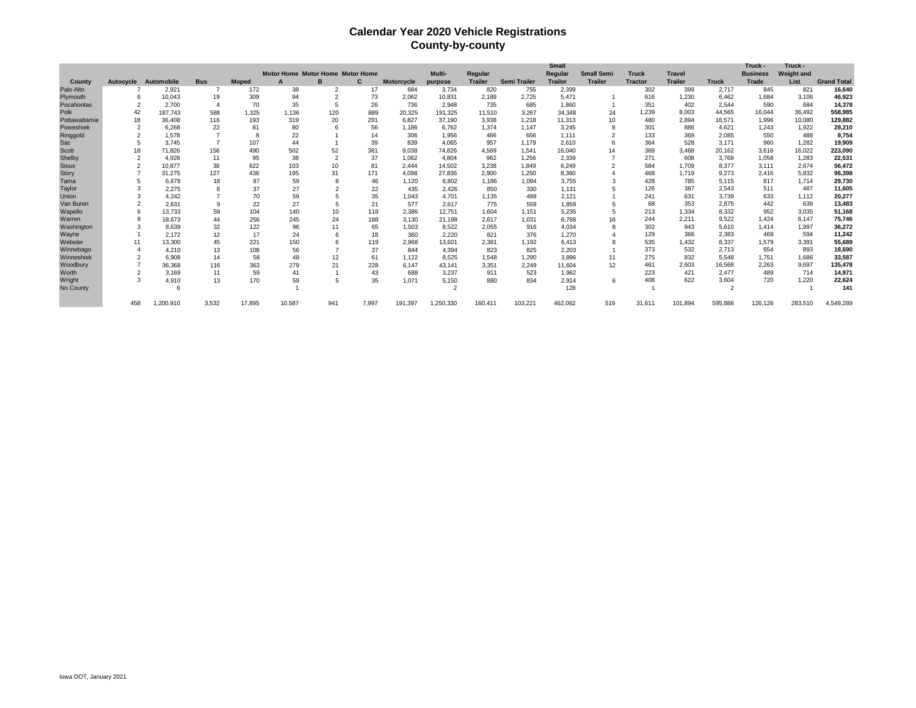# Calendar Year 2020 Vehicle Registrations
## County-by-county

| County | Autocycle | Automobile | Bus | Moped | Motor Home A | Motor Home B | Motor Home C | Motorcycle | Multi-purpose | Regular Trailer | Semi Trailer | Small Regular Trailer | Small Semi Trailer | Truck Tractor | Travel Trailer | Truck | Truck - Business Trade | Truck - Weight and List | Grand Total |
|---|---|---|---|---|---|---|---|---|---|---|---|---|---|---|---|---|---|---|---|
| Palo Alto | 7 | 2,921 | 7 | 172 | 38 | 2 | 17 | 684 | 3,734 | 820 | 755 | 2,399 | | 302 | 399 | 2,717 | 845 | 821 | **16,640** |
| Plymouth | 6 | 10,043 | 19 | 309 | 94 | 2 | 73 | 2,062 | 10,831 | 2,189 | 2,725 | 5,471 | 1 | 616 | 1,230 | 6,462 | 1,684 | 3,106 | **46,923** |
| Pocahontas | 2 | 2,700 | 4 | 70 | 35 | 5 | 26 | 736 | 2,948 | 735 | 685 | 1,860 | 1 | 351 | 402 | 2,544 | 590 | 684 | **14,378** |
| Polk | 42 | 187,743 | 588 | 1,325 | 1,136 | 120 | 889 | 20,325 | 191,325 | 11,510 | 3,267 | 34,348 | 24 | 1,239 | 8,003 | 44,565 | 16,044 | 36,492 | **558,985** |
| Pottawattamie | 18 | 36,408 | 116 | 193 | 319 | 20 | 291 | 6,827 | 37,190 | 3,938 | 1,218 | 11,313 | 10 | 480 | 2,894 | 16,571 | 1,996 | 10,080 | **129,882** |
| Poweshiek | 2 | 6,268 | 22 | 81 | 80 | 6 | 56 | 1,186 | 6,762 | 1,374 | 1,147 | 3,245 | 8 | 301 | 886 | 4,621 | 1,243 | 1,922 | **29,210** |
| Ringgold | 2 | 1,578 | 7 | 8 | 22 | 1 | 14 | 306 | 1,956 | 466 | 656 | 1,111 | 2 | 133 | 369 | 2,085 | 550 | 488 | **9,754** |
| Sac | 5 | 3,745 | 7 | 107 | 44 | 1 | 39 | 839 | 4,065 | 957 | 1,179 | 2,610 | 6 | 364 | 528 | 3,171 | 960 | 1,282 | **19,909** |
| Scott | 18 | 71,826 | 156 | 490 | 502 | 52 | 381 | 9,038 | 74,826 | 4,569 | 1,541 | 16,040 | 14 | 369 | 3,468 | 20,162 | 3,616 | 16,022 | **223,090** |
| Shelby | 2 | 4,928 | 11 | 95 | 38 | 2 | 37 | 1,062 | 4,804 | 962 | 1,256 | 2,339 | 7 | 271 | 608 | 3,768 | 1,058 | 1,283 | **22,531** |
| Sioux | 2 | 10,877 | 38 | 622 | 103 | 10 | 81 | 2,444 | 14,502 | 3,238 | 1,849 | 6,249 | 2 | 584 | 1,709 | 8,377 | 3,111 | 2,674 | **56,472** |
| Story | 7 | 31,275 | 127 | 436 | 195 | 31 | 171 | 4,098 | 27,836 | 2,900 | 1,250 | 8,360 | 4 | 468 | 1,719 | 9,273 | 2,416 | 5,832 | **96,398** |
| Tama | 5 | 6,678 | 18 | 97 | 59 | 8 | 46 | 1,120 | 6,802 | 1,186 | 1,094 | 3,755 | 3 | 428 | 785 | 5,115 | 817 | 1,714 | **29,730** |
| Taylor | 3 | 2,275 | 8 | 37 | 27 | 2 | 22 | 435 | 2,426 | 850 | 330 | 1,131 | 5 | 126 | 387 | 2,543 | 511 | 487 | **11,605** |
| Union | 3 | 4,242 | 7 | 70 | 59 | 5 | 35 | 1,043 | 4,701 | 1,135 | 499 | 2,121 | 1 | 241 | 631 | 3,739 | 633 | 1,112 | **20,277** |
| Van Buren | 2 | 2,631 | 9 | 22 | 27 | 5 | 21 | 577 | 2,617 | 775 | 559 | 1,859 | 5 | 68 | 353 | 2,875 | 442 | 636 | **13,483** |
| Wapello | 6 | 13,733 | 59 | 104 | 140 | 10 | 118 | 2,386 | 12,751 | 1,604 | 1,151 | 5,235 | 5 | 213 | 1,334 | 8,332 | 952 | 3,035 | **51,168** |
| Warren | 8 | 18,673 | 44 | 256 | 245 | 24 | 188 | 3,130 | 21,198 | 2,617 | 1,031 | 8,768 | 16 | 244 | 2,211 | 9,522 | 1,424 | 6,147 | **75,746** |
| Washington | 3 | 8,639 | 32 | 122 | 96 | 11 | 65 | 1,503 | 8,522 | 2,055 | 916 | 4,034 | 8 | 302 | 943 | 5,610 | 1,414 | 1,997 | **36,272** |
| Wayne | 1 | 2,172 | 12 | 17 | 24 | 6 | 18 | 360 | 2,220 | 821 | 376 | 1,270 | 4 | 129 | 366 | 2,383 | 469 | 594 | **11,242** |
| Webster | 11 | 13,300 | 45 | 221 | 150 | 6 | 119 | 2,968 | 13,601 | 2,381 | 1,192 | 6,413 | 8 | 535 | 1,432 | 8,337 | 1,579 | 3,391 | **55,689** |
| Winnebago | 4 | 4,210 | 13 | 108 | 56 | 7 | 37 | 844 | 4,394 | 823 | 825 | 2,203 | 1 | 373 | 532 | 2,713 | 654 | 893 | **18,690** |
| Winneshiek | 2 | 6,908 | 14 | 58 | 48 | 12 | 61 | 1,122 | 8,525 | 1,548 | 1,290 | 3,896 | 11 | 275 | 832 | 5,548 | 1,751 | 1,686 | **33,587** |
| Woodbury | 7 | 36,368 | 116 | 363 | 279 | 21 | 228 | 6,147 | 43,141 | 3,351 | 2,249 | 11,604 | 12 | 461 | 2,603 | 16,568 | 2,263 | 9,697 | **135,478** |
| Worth | 2 | 3,169 | 11 | 59 | 41 | 1 | 43 | 688 | 3,237 | 911 | 523 | 1,962 | | 223 | 421 | 2,477 | 489 | 714 | **14,971** |
| Wright | 3 | 4,910 | 13 | 170 | 59 | 5 | 35 | 1,071 | 5,150 | 880 | 834 | 2,914 | 6 | 408 | 622 | 3,604 | 720 | 1,220 | **22,624** |
| No County | | 6 | | | 1 | | | | 2 | | | 128 | | 1 | | 2 | | 1 | **141** |
| | 458 | 1,200,910 | 3,532 | 17,895 | 10,587 | 941 | 7,997 | 191,397 | 1,250,330 | 160,411 | 103,221 | 462,062 | 519 | 31,611 | 101,894 | 595,888 | 126,126 | 283,510 | 4,549,289 |

Iowa DOT, January 2021